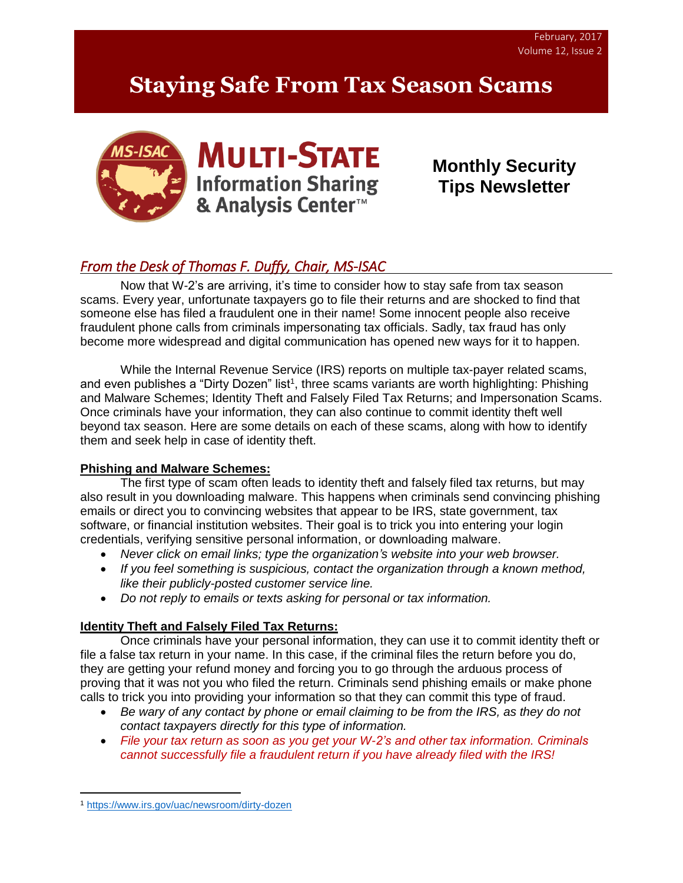February, 2017
Volume 12, Issue 2

# Staying Safe From Tax Season Scams

MS-ISAC **MULTI-STATE** Information Sharing & Analysis Center™

**Monthly Security Tips Newsletter**

## *From the Desk of Thomas F. Duffy, Chair, MS-ISAC*

Now that W-2's are arriving, it's time to consider how to stay safe from tax season scams. Every year, unfortunate taxpayers go to file their returns and are shocked to find that someone else has filed a fraudulent one in their name! Some innocent people also receive fraudulent phone calls from criminals impersonating tax officials. Sadly, tax fraud has only become more widespread and digital communication has opened new ways for it to happen.

While the Internal Revenue Service (IRS) reports on multiple tax-payer related scams, and even publishes a "Dirty Dozen" list[1], three scams variants are worth highlighting: Phishing and Malware Schemes; Identity Theft and Falsely Filed Tax Returns; and Impersonation Scams. Once criminals have your information, they can also continue to commit identity theft well beyond tax season. Here are some details on each of these scams, along with how to identify them and seek help in case of identity theft.

**Phishing and Malware Schemes:**

The first type of scam often leads to identity theft and falsely filed tax returns, but may also result in you downloading malware. This happens when criminals send convincing phishing emails or direct you to convincing websites that appear to be IRS, state government, tax software, or financial institution websites. Their goal is to trick you into entering your login credentials, verifying sensitive personal information, or downloading malware.

- *Never click on email links; type the organization's website into your web browser.*
- *If you feel something is suspicious, contact the organization through a known method, like their publicly-posted customer service line.*
- *Do not reply to emails or texts asking for personal or tax information.*

**Identity Theft and Falsely Filed Tax Returns:**

Once criminals have your personal information, they can use it to commit identity theft or file a false tax return in your name. In this case, if the criminal files the return before you do, they are getting your refund money and forcing you to go through the arduous process of proving that it was not you who filed the return. Criminals send phishing emails or make phone calls to trick you into providing your information so that they can commit this type of fraud.

- *Be wary of any contact by phone or email claiming to be from the IRS, as they do not contact taxpayers directly for this type of information.*
- *File your tax return as soon as you get your W-2's and other tax information. Criminals cannot successfully file a fraudulent return if you have already filed with the IRS!*

[1] https://www.irs.gov/uac/newsroom/dirty-dozen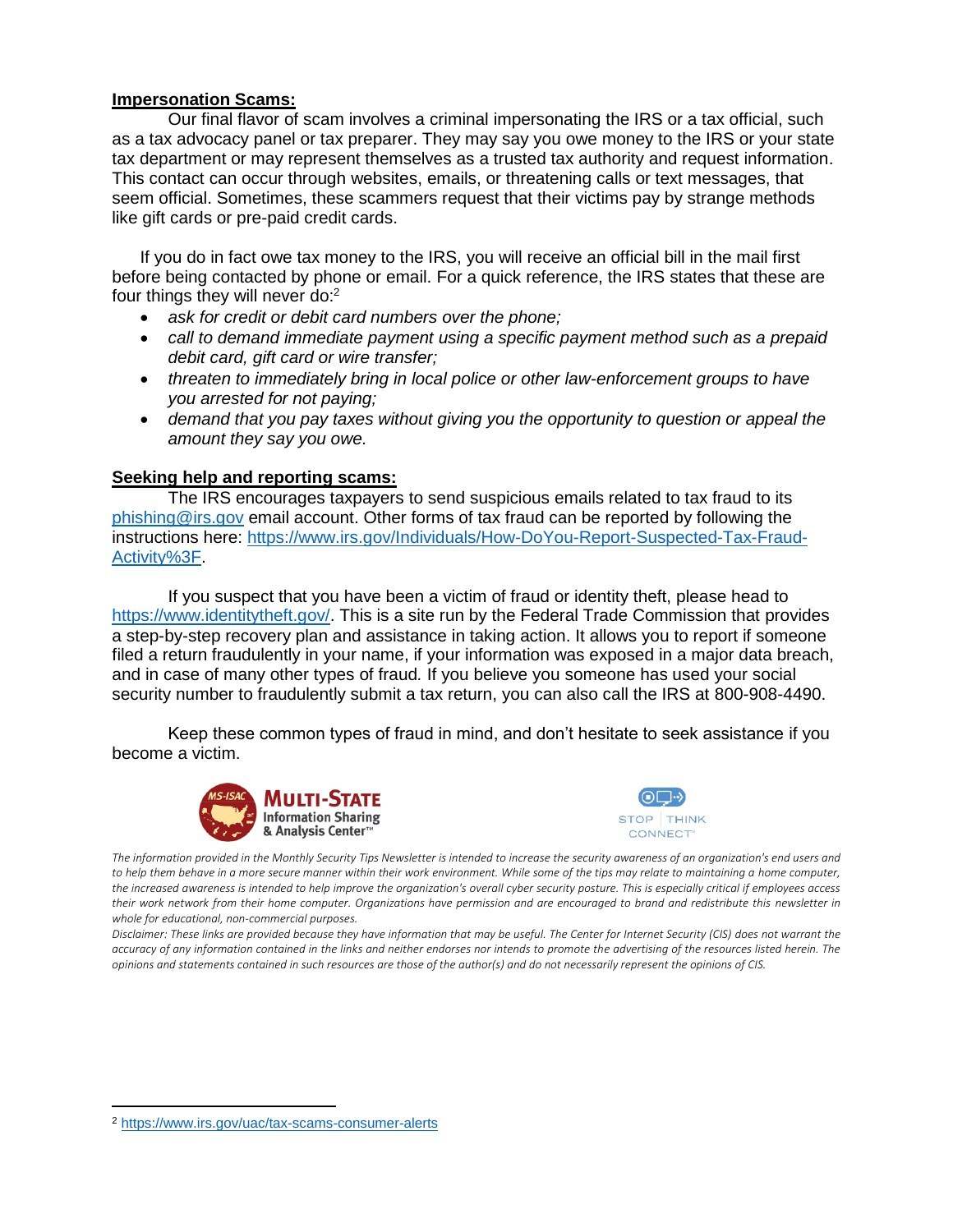**Impersonation Scams:**

Our final flavor of scam involves a criminal impersonating the IRS or a tax official, such as a tax advocacy panel or tax preparer. They may say you owe money to the IRS or your state tax department or may represent themselves as a trusted tax authority and request information. This contact can occur through websites, emails, or threatening calls or text messages, that seem official. Sometimes, these scammers request that their victims pay by strange methods like gift cards or pre-paid credit cards.

If you do in fact owe tax money to the IRS, you will receive an official bill in the mail first before being contacted by phone or email. For a quick reference, the IRS states that these are four things they will never do:[2]

- *ask for credit or debit card numbers over the phone;*
- *call to demand immediate payment using a specific payment method such as a prepaid debit card, gift card or wire transfer;*
- *threaten to immediately bring in local police or other law-enforcement groups to have you arrested for not paying;*
- *demand that you pay taxes without giving you the opportunity to question or appeal the amount they say you owe.*

**Seeking help and reporting scams:**

The IRS encourages taxpayers to send suspicious emails related to tax fraud to its phishing@irs.gov email account. Other forms of tax fraud can be reported by following the instructions here: https://www.irs.gov/Individuals/How-DoYou-Report-Suspected-Tax-Fraud-Activity%3F.

If you suspect that you have been a victim of fraud or identity theft, please head to https://www.identitytheft.gov/. This is a site run by the Federal Trade Commission that provides a step-by-step recovery plan and assistance in taking action. It allows you to report if someone filed a return fraudulently in your name, if your information was exposed in a major data breach, and in case of many other types of fraud. If you believe you someone has used your social security number to fraudulently submit a tax return, you can also call the IRS at 800-908-4490.

Keep these common types of fraud in mind, and don't hesitate to seek assistance if you become a victim.

MS-ISAC Multi-State Information Sharing & Analysis Center™

STOP | THINK CONNECT™

*The information provided in the Monthly Security Tips Newsletter is intended to increase the security awareness of an organization's end users and to help them behave in a more secure manner within their work environment. While some of the tips may relate to maintaining a home computer, the increased awareness is intended to help improve the organization's overall cyber security posture. This is especially critical if employees access their work network from their home computer. Organizations have permission and are encouraged to brand and redistribute this newsletter in whole for educational, non-commercial purposes.*

*Disclaimer: These links are provided because they have information that may be useful. The Center for Internet Security (CIS) does not warrant the accuracy of any information contained in the links and neither endorses nor intends to promote the advertising of the resources listed herein. The opinions and statements contained in such resources are those of the author(s) and do not necessarily represent the opinions of CIS.*

[2] https://www.irs.gov/uac/tax-scams-consumer-alerts